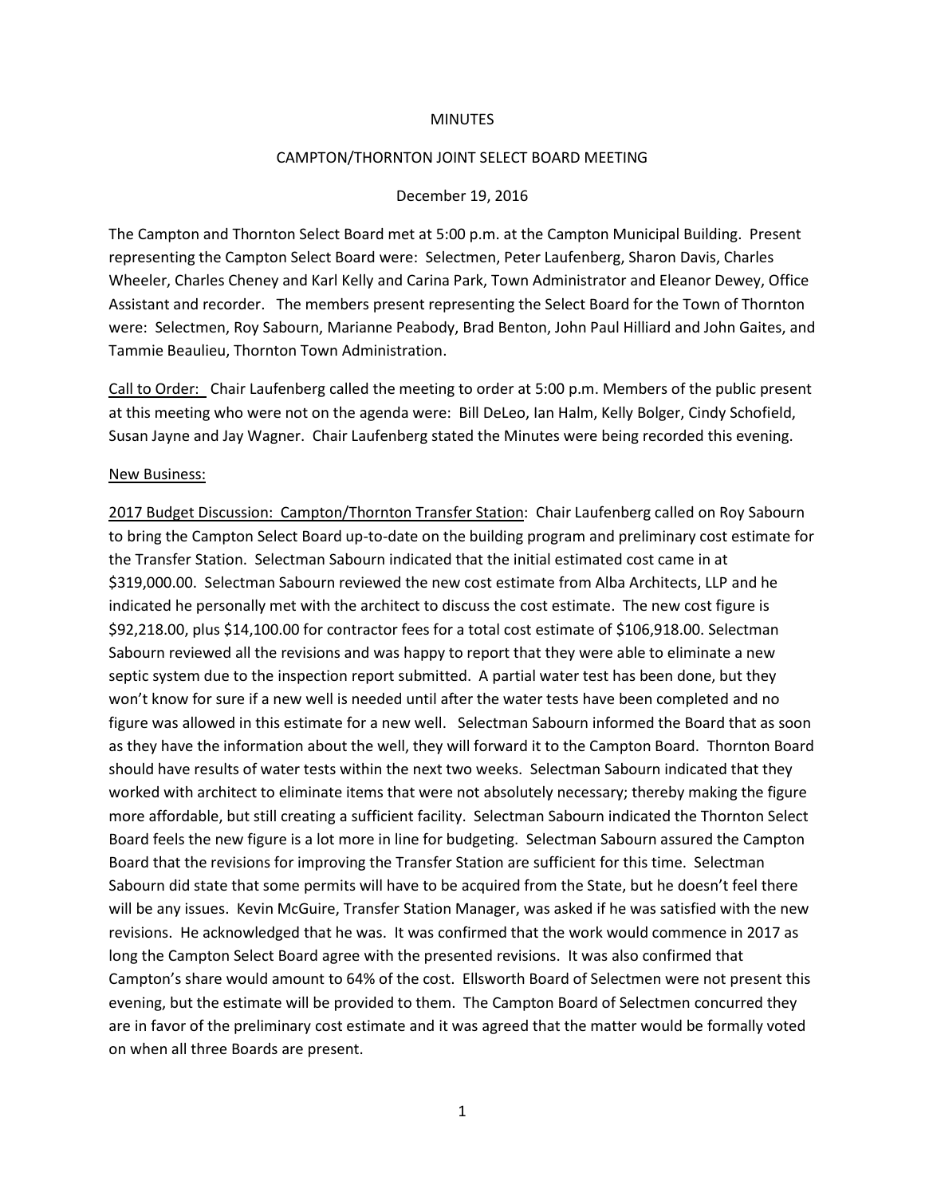MINUTES

CAMPTON/THORNTON JOINT SELECT BOARD MEETING

December 19, 2016

The Campton and Thornton Select Board met at 5:00 p.m. at the Campton Municipal Building. Present representing the Campton Select Board were: Selectmen, Peter Laufenberg, Sharon Davis, Charles Wheeler, Charles Cheney and Karl Kelly and Carina Park, Town Administrator and Eleanor Dewey, Office Assistant and recorder. The members present representing the Select Board for the Town of Thornton were: Selectmen, Roy Sabourn, Marianne Peabody, Brad Benton, John Paul Hilliard and John Gaites, and Tammie Beaulieu, Thornton Town Administration.

Call to Order: Chair Laufenberg called the meeting to order at 5:00 p.m. Members of the public present at this meeting who were not on the agenda were: Bill DeLeo, Ian Halm, Kelly Bolger, Cindy Schofield, Susan Jayne and Jay Wagner. Chair Laufenberg stated the Minutes were being recorded this evening.

New Business:

2017 Budget Discussion: Campton/Thornton Transfer Station: Chair Laufenberg called on Roy Sabourn to bring the Campton Select Board up-to-date on the building program and preliminary cost estimate for the Transfer Station. Selectman Sabourn indicated that the initial estimated cost came in at $319,000.00. Selectman Sabourn reviewed the new cost estimate from Alba Architects, LLP and he indicated he personally met with the architect to discuss the cost estimate. The new cost figure is $92,218.00, plus $14,100.00 for contractor fees for a total cost estimate of $106,918.00. Selectman Sabourn reviewed all the revisions and was happy to report that they were able to eliminate a new septic system due to the inspection report submitted. A partial water test has been done, but they won't know for sure if a new well is needed until after the water tests have been completed and no figure was allowed in this estimate for a new well. Selectman Sabourn informed the Board that as soon as they have the information about the well, they will forward it to the Campton Board. Thornton Board should have results of water tests within the next two weeks. Selectman Sabourn indicated that they worked with architect to eliminate items that were not absolutely necessary; thereby making the figure more affordable, but still creating a sufficient facility. Selectman Sabourn indicated the Thornton Select Board feels the new figure is a lot more in line for budgeting. Selectman Sabourn assured the Campton Board that the revisions for improving the Transfer Station are sufficient for this time. Selectman Sabourn did state that some permits will have to be acquired from the State, but he doesn't feel there will be any issues. Kevin McGuire, Transfer Station Manager, was asked if he was satisfied with the new revisions. He acknowledged that he was. It was confirmed that the work would commence in 2017 as long the Campton Select Board agree with the presented revisions. It was also confirmed that Campton's share would amount to 64% of the cost. Ellsworth Board of Selectmen were not present this evening, but the estimate will be provided to them. The Campton Board of Selectmen concurred they are in favor of the preliminary cost estimate and it was agreed that the matter would be formally voted on when all three Boards are present.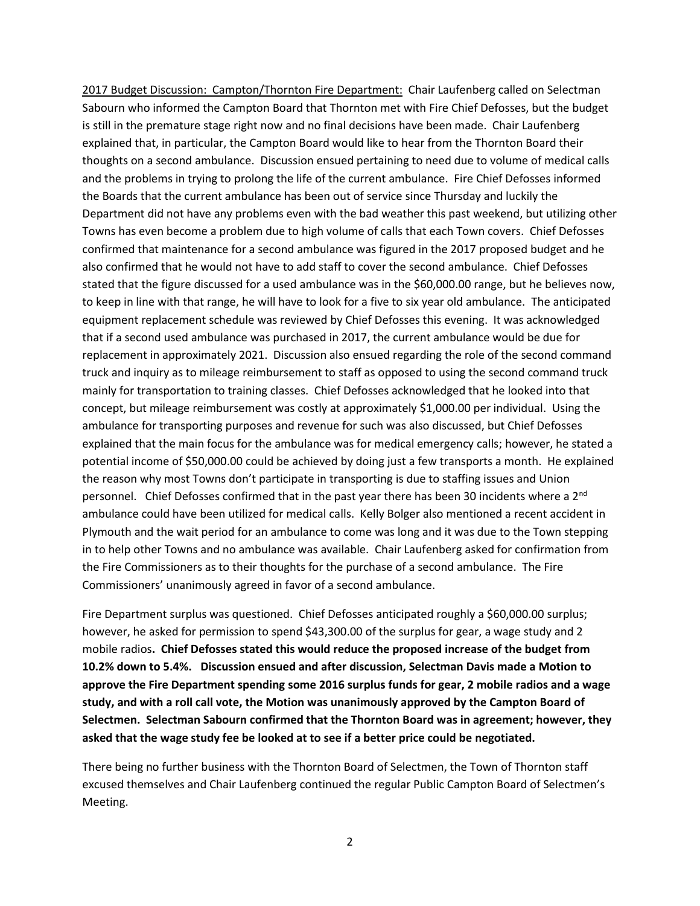<u>2017 Budget Discussion: Campton/Thornton Fire Department:</u> Chair Laufenberg called on Selectman Sabourn who informed the Campton Board that Thornton met with Fire Chief Defosses, but the budget is still in the premature stage right now and no final decisions have been made. Chair Laufenberg explained that, in particular, the Campton Board would like to hear from the Thornton Board their thoughts on a second ambulance. Discussion ensued pertaining to need due to volume of medical calls and the problems in trying to prolong the life of the current ambulance. Fire Chief Defosses informed the Boards that the current ambulance has been out of service since Thursday and luckily the Department did not have any problems even with the bad weather this past weekend, but utilizing other Towns has even become a problem due to high volume of calls that each Town covers. Chief Defosses confirmed that maintenance for a second ambulance was figured in the 2017 proposed budget and he also confirmed that he would not have to add staff to cover the second ambulance. Chief Defosses stated that the figure discussed for a used ambulance was in the $60,000.00 range, but he believes now, to keep in line with that range, he will have to look for a five to six year old ambulance. The anticipated equipment replacement schedule was reviewed by Chief Defosses this evening. It was acknowledged that if a second used ambulance was purchased in 2017, the current ambulance would be due for replacement in approximately 2021. Discussion also ensued regarding the role of the second command truck and inquiry as to mileage reimbursement to staff as opposed to using the second command truck mainly for transportation to training classes. Chief Defosses acknowledged that he looked into that concept, but mileage reimbursement was costly at approximately $1,000.00 per individual. Using the ambulance for transporting purposes and revenue for such was also discussed, but Chief Defosses explained that the main focus for the ambulance was for medical emergency calls; however, he stated a potential income of $50,000.00 could be achieved by doing just a few transports a month. He explained the reason why most Towns don't participate in transporting is due to staffing issues and Union personnel. Chief Defosses confirmed that in the past year there has been 30 incidents where a 2nd ambulance could have been utilized for medical calls. Kelly Bolger also mentioned a recent accident in Plymouth and the wait period for an ambulance to come was long and it was due to the Town stepping in to help other Towns and no ambulance was available. Chair Laufenberg asked for confirmation from the Fire Commissioners as to their thoughts for the purchase of a second ambulance. The Fire Commissioners' unanimously agreed in favor of a second ambulance.

Fire Department surplus was questioned. Chief Defosses anticipated roughly a $60,000.00 surplus; however, he asked for permission to spend $43,300.00 of the surplus for gear, a wage study and 2 mobile radios**. Chief Defosses stated this would reduce the proposed increase of the budget from 10.2% down to 5.4%. Discussion ensued and after discussion, Selectman Davis made a Motion to approve the Fire Department spending some 2016 surplus funds for gear, 2 mobile radios and a wage study, and with a roll call vote, the Motion was unanimously approved by the Campton Board of Selectmen. Selectman Sabourn confirmed that the Thornton Board was in agreement; however, they asked that the wage study fee be looked at to see if a better price could be negotiated.**

There being no further business with the Thornton Board of Selectmen, the Town of Thornton staff excused themselves and Chair Laufenberg continued the regular Public Campton Board of Selectmen's Meeting.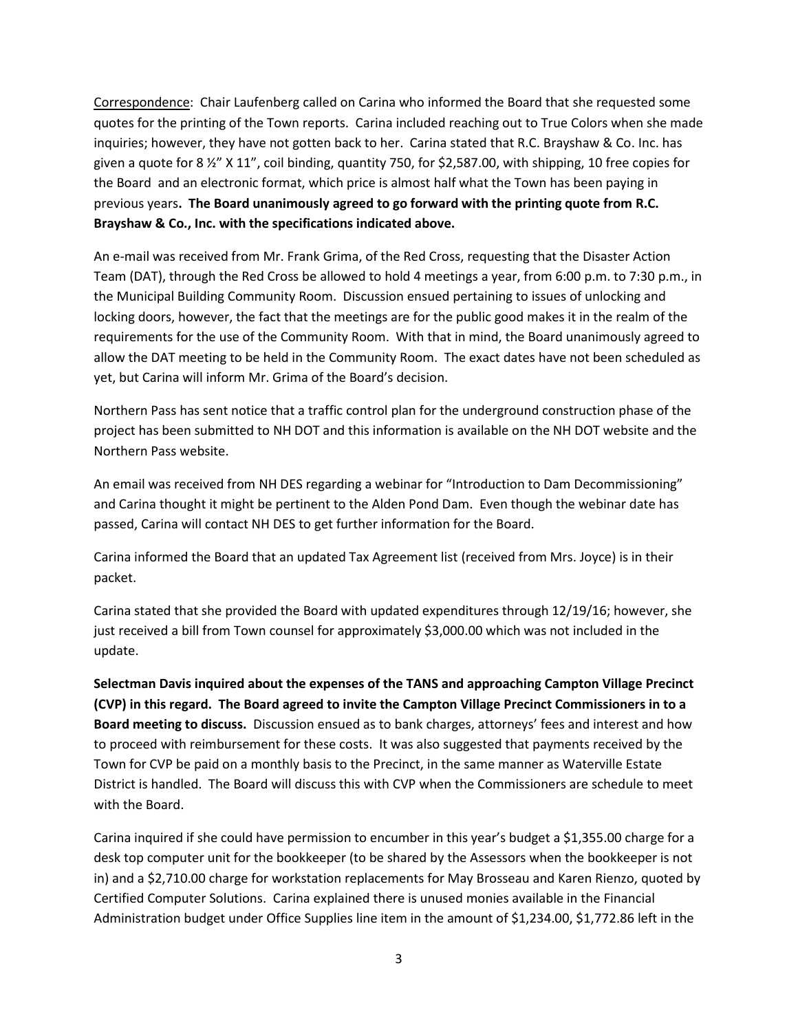Correspondence: Chair Laufenberg called on Carina who informed the Board that she requested some quotes for the printing of the Town reports. Carina included reaching out to True Colors when she made inquiries; however, they have not gotten back to her. Carina stated that R.C. Brayshaw & Co. Inc. has given a quote for 8 ½" X 11", coil binding, quantity 750, for $2,587.00, with shipping, 10 free copies for the Board and an electronic format, which price is almost half what the Town has been paying in previous years**. The Board unanimously agreed to go forward with the printing quote from R.C. Brayshaw & Co., Inc. with the specifications indicated above.**

An e-mail was received from Mr. Frank Grima, of the Red Cross, requesting that the Disaster Action Team (DAT), through the Red Cross be allowed to hold 4 meetings a year, from 6:00 p.m. to 7:30 p.m., in the Municipal Building Community Room. Discussion ensued pertaining to issues of unlocking and locking doors, however, the fact that the meetings are for the public good makes it in the realm of the requirements for the use of the Community Room. With that in mind, the Board unanimously agreed to allow the DAT meeting to be held in the Community Room. The exact dates have not been scheduled as yet, but Carina will inform Mr. Grima of the Board's decision.

Northern Pass has sent notice that a traffic control plan for the underground construction phase of the project has been submitted to NH DOT and this information is available on the NH DOT website and the Northern Pass website.

An email was received from NH DES regarding a webinar for "Introduction to Dam Decommissioning" and Carina thought it might be pertinent to the Alden Pond Dam. Even though the webinar date has passed, Carina will contact NH DES to get further information for the Board.

Carina informed the Board that an updated Tax Agreement list (received from Mrs. Joyce) is in their packet.

Carina stated that she provided the Board with updated expenditures through 12/19/16; however, she just received a bill from Town counsel for approximately $3,000.00 which was not included in the update.

**Selectman Davis inquired about the expenses of the TANS and approaching Campton Village Precinct (CVP) in this regard. The Board agreed to invite the Campton Village Precinct Commissioners in to a Board meeting to discuss.** Discussion ensued as to bank charges, attorneys' fees and interest and how to proceed with reimbursement for these costs. It was also suggested that payments received by the Town for CVP be paid on a monthly basis to the Precinct, in the same manner as Waterville Estate District is handled. The Board will discuss this with CVP when the Commissioners are schedule to meet with the Board.

Carina inquired if she could have permission to encumber in this year's budget a $1,355.00 charge for a desk top computer unit for the bookkeeper (to be shared by the Assessors when the bookkeeper is not in) and a $2,710.00 charge for workstation replacements for May Brosseau and Karen Rienzo, quoted by Certified Computer Solutions. Carina explained there is unused monies available in the Financial Administration budget under Office Supplies line item in the amount of $1,234.00, $1,772.86 left in the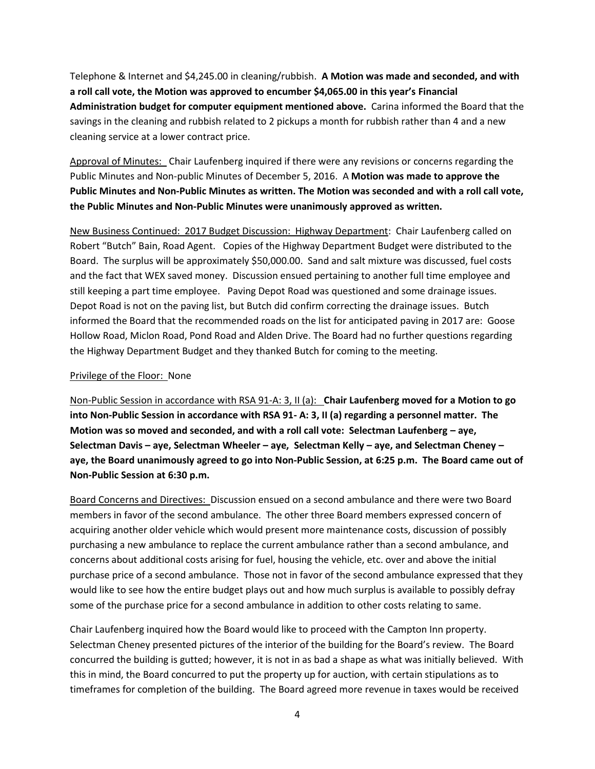Telephone & Internet and $4,245.00 in cleaning/rubbish. **A Motion was made and seconded, and with a roll call vote, the Motion was approved to encumber $4,065.00 in this year's Financial Administration budget for computer equipment mentioned above.** Carina informed the Board that the savings in the cleaning and rubbish related to 2 pickups a month for rubbish rather than 4 and a new cleaning service at a lower contract price.

Approval of Minutes: Chair Laufenberg inquired if there were any revisions or concerns regarding the Public Minutes and Non-public Minutes of December 5, 2016. A **Motion was made to approve the Public Minutes and Non-Public Minutes as written. The Motion was seconded and with a roll call vote, the Public Minutes and Non-Public Minutes were unanimously approved as written.**

New Business Continued: 2017 Budget Discussion: Highway Department: Chair Laufenberg called on Robert "Butch" Bain, Road Agent. Copies of the Highway Department Budget were distributed to the Board. The surplus will be approximately $50,000.00. Sand and salt mixture was discussed, fuel costs and the fact that WEX saved money. Discussion ensued pertaining to another full time employee and still keeping a part time employee. Paving Depot Road was questioned and some drainage issues. Depot Road is not on the paving list, but Butch did confirm correcting the drainage issues. Butch informed the Board that the recommended roads on the list for anticipated paving in 2017 are: Goose Hollow Road, Miclon Road, Pond Road and Alden Drive. The Board had no further questions regarding the Highway Department Budget and they thanked Butch for coming to the meeting.

Privilege of the Floor: None

Non-Public Session in accordance with RSA 91-A: 3, II (a): **Chair Laufenberg moved for a Motion to go into Non-Public Session in accordance with RSA 91- A: 3, II (a) regarding a personnel matter. The Motion was so moved and seconded, and with a roll call vote: Selectman Laufenberg – aye, Selectman Davis – aye, Selectman Wheeler – aye, Selectman Kelly – aye, and Selectman Cheney – aye, the Board unanimously agreed to go into Non-Public Session, at 6:25 p.m. The Board came out of Non-Public Session at 6:30 p.m.**

Board Concerns and Directives: Discussion ensued on a second ambulance and there were two Board members in favor of the second ambulance. The other three Board members expressed concern of acquiring another older vehicle which would present more maintenance costs, discussion of possibly purchasing a new ambulance to replace the current ambulance rather than a second ambulance, and concerns about additional costs arising for fuel, housing the vehicle, etc. over and above the initial purchase price of a second ambulance. Those not in favor of the second ambulance expressed that they would like to see how the entire budget plays out and how much surplus is available to possibly defray some of the purchase price for a second ambulance in addition to other costs relating to same.

Chair Laufenberg inquired how the Board would like to proceed with the Campton Inn property. Selectman Cheney presented pictures of the interior of the building for the Board's review. The Board concurred the building is gutted; however, it is not in as bad a shape as what was initially believed. With this in mind, the Board concurred to put the property up for auction, with certain stipulations as to timeframes for completion of the building. The Board agreed more revenue in taxes would be received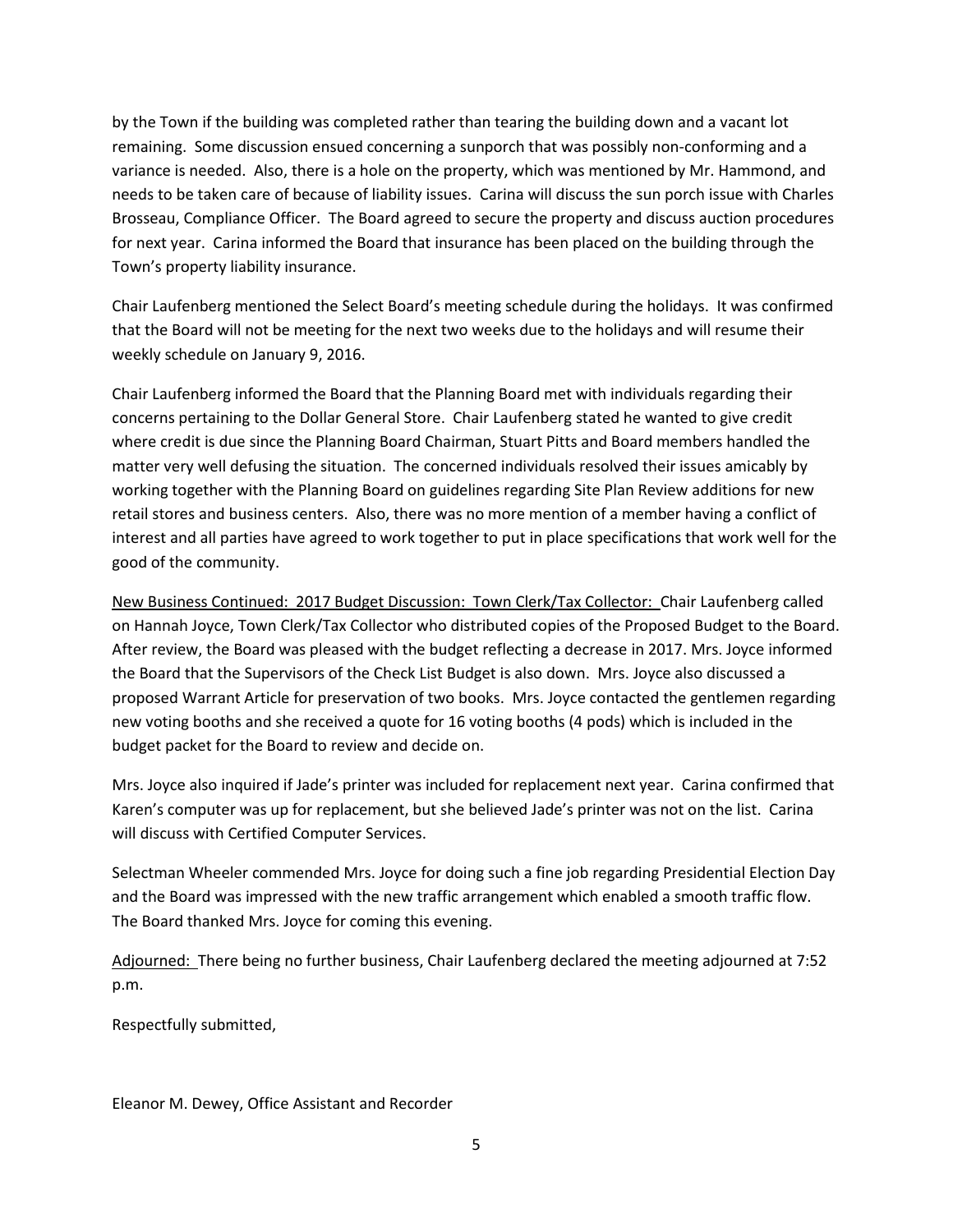by the Town if the building was completed rather than tearing the building down and a vacant lot remaining. Some discussion ensued concerning a sunporch that was possibly non-conforming and a variance is needed. Also, there is a hole on the property, which was mentioned by Mr. Hammond, and needs to be taken care of because of liability issues. Carina will discuss the sun porch issue with Charles Brosseau, Compliance Officer. The Board agreed to secure the property and discuss auction procedures for next year. Carina informed the Board that insurance has been placed on the building through the Town's property liability insurance.

Chair Laufenberg mentioned the Select Board's meeting schedule during the holidays. It was confirmed that the Board will not be meeting for the next two weeks due to the holidays and will resume their weekly schedule on January 9, 2016.

Chair Laufenberg informed the Board that the Planning Board met with individuals regarding their concerns pertaining to the Dollar General Store. Chair Laufenberg stated he wanted to give credit where credit is due since the Planning Board Chairman, Stuart Pitts and Board members handled the matter very well defusing the situation. The concerned individuals resolved their issues amicably by working together with the Planning Board on guidelines regarding Site Plan Review additions for new retail stores and business centers. Also, there was no more mention of a member having a conflict of interest and all parties have agreed to work together to put in place specifications that work well for the good of the community.

<u>New Business Continued: 2017 Budget Discussion: Town Clerk/Tax Collector:</u> Chair Laufenberg called on Hannah Joyce, Town Clerk/Tax Collector who distributed copies of the Proposed Budget to the Board. After review, the Board was pleased with the budget reflecting a decrease in 2017. Mrs. Joyce informed the Board that the Supervisors of the Check List Budget is also down. Mrs. Joyce also discussed a proposed Warrant Article for preservation of two books. Mrs. Joyce contacted the gentlemen regarding new voting booths and she received a quote for 16 voting booths (4 pods) which is included in the budget packet for the Board to review and decide on.

Mrs. Joyce also inquired if Jade's printer was included for replacement next year. Carina confirmed that Karen's computer was up for replacement, but she believed Jade's printer was not on the list. Carina will discuss with Certified Computer Services.

Selectman Wheeler commended Mrs. Joyce for doing such a fine job regarding Presidential Election Day and the Board was impressed with the new traffic arrangement which enabled a smooth traffic flow. The Board thanked Mrs. Joyce for coming this evening.

<u>Adjourned:</u> There being no further business, Chair Laufenberg declared the meeting adjourned at 7:52 p.m.

Respectfully submitted,

Eleanor M. Dewey, Office Assistant and Recorder